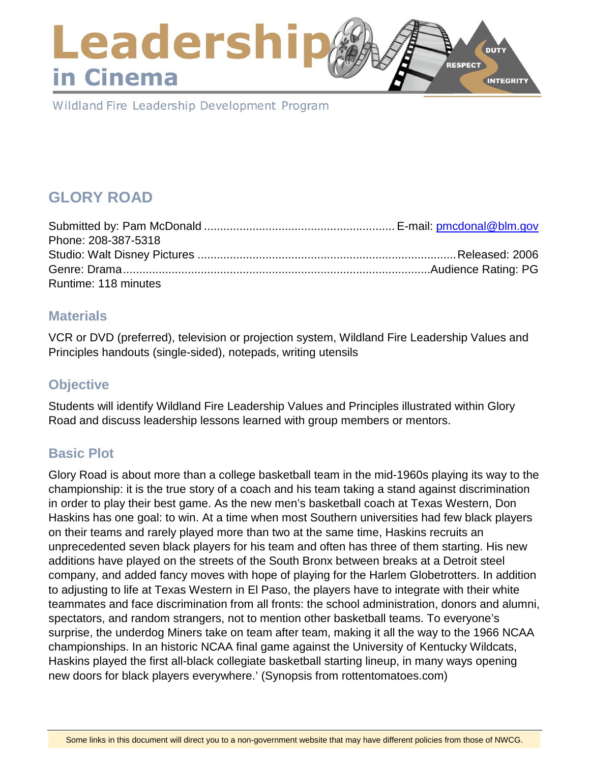# Leadership in Cinema

Wildland Fire Leadership Development Program

## GLORY ROAD

Submitted by: Pam McDonald ........................................................... E-mail: pmcdonal@blm.gov
Phone: 208-387-5318
Studio: Walt Disney Pictures ................................................................................ Released: 2006
Genre: Drama.............................................................................................. Audience Rating: PG
Runtime: 118 minutes

### Materials

VCR or DVD (preferred), television or projection system, Wildland Fire Leadership Values and Principles handouts (single-sided), notepads, writing utensils

### Objective

Students will identify Wildland Fire Leadership Values and Principles illustrated within Glory Road and discuss leadership lessons learned with group members or mentors.

### Basic Plot

Glory Road is about more than a college basketball team in the mid-1960s playing its way to the championship: it is the true story of a coach and his team taking a stand against discrimination in order to play their best game. As the new men's basketball coach at Texas Western, Don Haskins has one goal: to win. At a time when most Southern universities had few black players on their teams and rarely played more than two at the same time, Haskins recruits an unprecedented seven black players for his team and often has three of them starting. His new additions have played on the streets of the South Bronx between breaks at a Detroit steel company, and added fancy moves with hope of playing for the Harlem Globetrotters. In addition to adjusting to life at Texas Western in El Paso, the players have to integrate with their white teammates and face discrimination from all fronts: the school administration, donors and alumni, spectators, and random strangers, not to mention other basketball teams. To everyone's surprise, the underdog Miners take on team after team, making it all the way to the 1966 NCAA championships. In an historic NCAA final game against the University of Kentucky Wildcats, Haskins played the first all-black collegiate basketball starting lineup, in many ways opening new doors for black players everywhere.' (Synopsis from rottentomatoes.com)

Some links in this document will direct you to a non-government website that may have different policies from those of NWCG.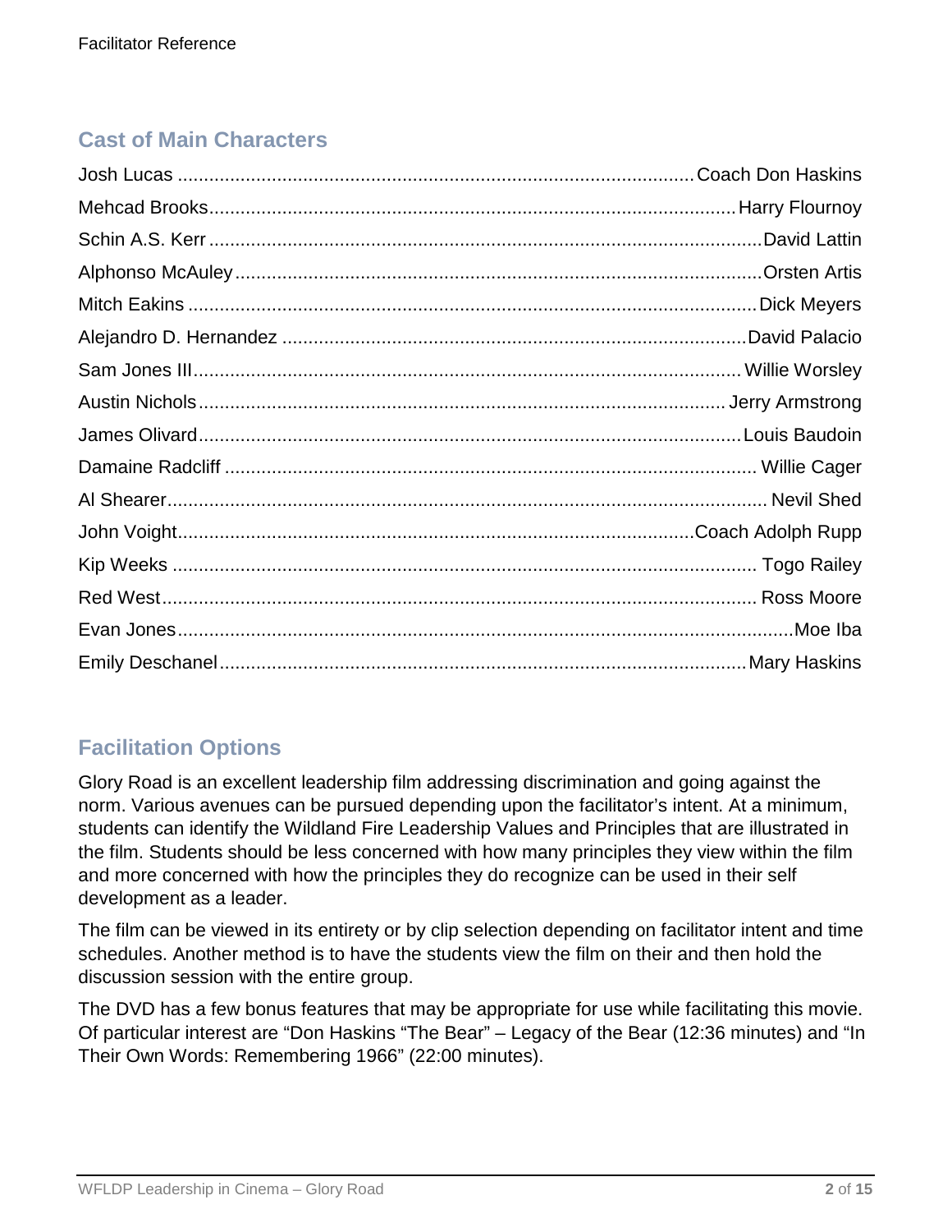## Cast of Main Characters

Josh Lucas .................................................................................................. Coach Don Haskins
Mehcad Brooks ............................................................................................ Harry Flournoy
Schin A.S. Kerr ............................................................................................. David Lattin
Alphonso McAuley ........................................................................................ Orsten Artis
Mitch Eakins ................................................................................................ Dick Meyers
Alejandro D. Hernandez ................................................................................ David Palacio
Sam Jones III ............................................................................................... Willie Worsley
Austin Nichols .............................................................................................. Jerry Armstrong
James Olivard .............................................................................................. Louis Baudoin
Damaine Radcliff .......................................................................................... Willie Cager
Al Shearer .................................................................................................... Nevil Shed
John Voight .................................................................................................. Coach Adolph Rupp
Kip Weeks .................................................................................................... Togo Railey
Red West ...................................................................................................... Ross Moore
Evan Jones ................................................................................................... Moe Iba
Emily Deschanel ........................................................................................... Mary Haskins

## Facilitation Options

Glory Road is an excellent leadership film addressing discrimination and going against the norm. Various avenues can be pursued depending upon the facilitator's intent. At a minimum, students can identify the Wildland Fire Leadership Values and Principles that are illustrated in the film. Students should be less concerned with how many principles they view within the film and more concerned with how the principles they do recognize can be used in their self development as a leader.

The film can be viewed in its entirety or by clip selection depending on facilitator intent and time schedules. Another method is to have the students view the film on their and then hold the discussion session with the entire group.

The DVD has a few bonus features that may be appropriate for use while facilitating this movie. Of particular interest are "Don Haskins "The Bear" – Legacy of the Bear (12:36 minutes) and "In Their Own Words: Remembering 1966" (22:00 minutes).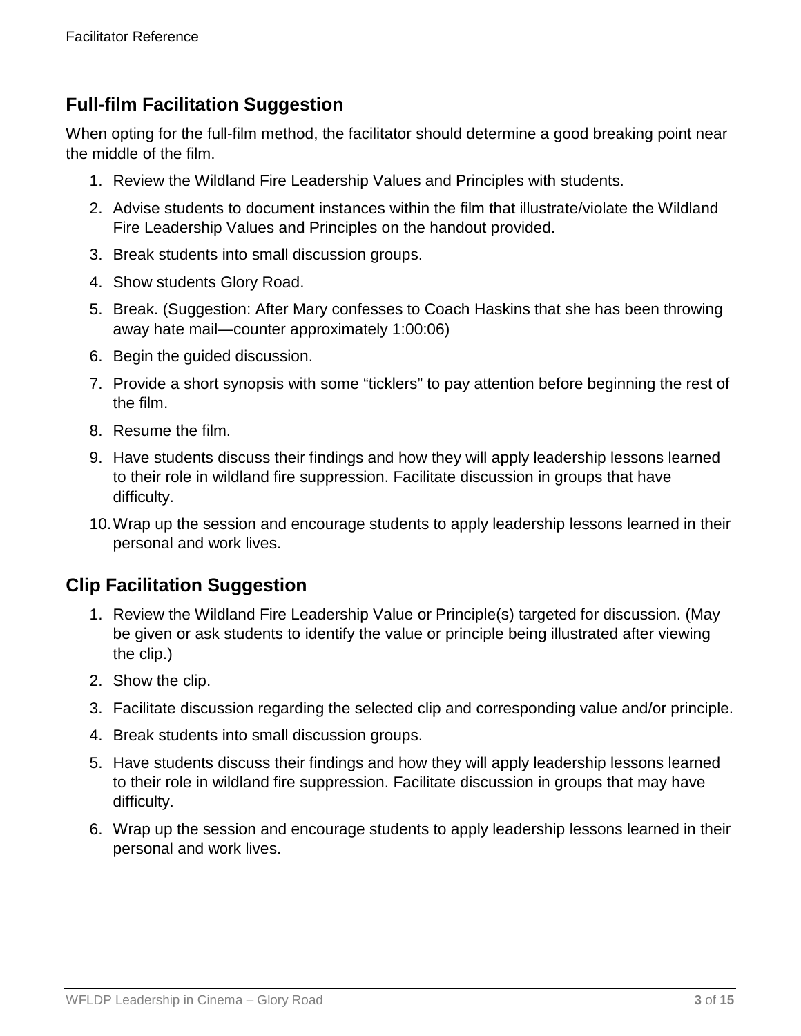## Full-film Facilitation Suggestion

When opting for the full-film method, the facilitator should determine a good breaking point near the middle of the film.

1. Review the Wildland Fire Leadership Values and Principles with students.
2. Advise students to document instances within the film that illustrate/violate the Wildland Fire Leadership Values and Principles on the handout provided.
3. Break students into small discussion groups.
4. Show students Glory Road.
5. Break. (Suggestion: After Mary confesses to Coach Haskins that she has been throwing away hate mail—counter approximately 1:00:06)
6. Begin the guided discussion.
7. Provide a short synopsis with some "ticklers" to pay attention before beginning the rest of the film.
8. Resume the film.
9. Have students discuss their findings and how they will apply leadership lessons learned to their role in wildland fire suppression. Facilitate discussion in groups that have difficulty.
10. Wrap up the session and encourage students to apply leadership lessons learned in their personal and work lives.

## Clip Facilitation Suggestion

1. Review the Wildland Fire Leadership Value or Principle(s) targeted for discussion. (May be given or ask students to identify the value or principle being illustrated after viewing the clip.)
2. Show the clip.
3. Facilitate discussion regarding the selected clip and corresponding value and/or principle.
4. Break students into small discussion groups.
5. Have students discuss their findings and how they will apply leadership lessons learned to their role in wildland fire suppression. Facilitate discussion in groups that may have difficulty.
6. Wrap up the session and encourage students to apply leadership lessons learned in their personal and work lives.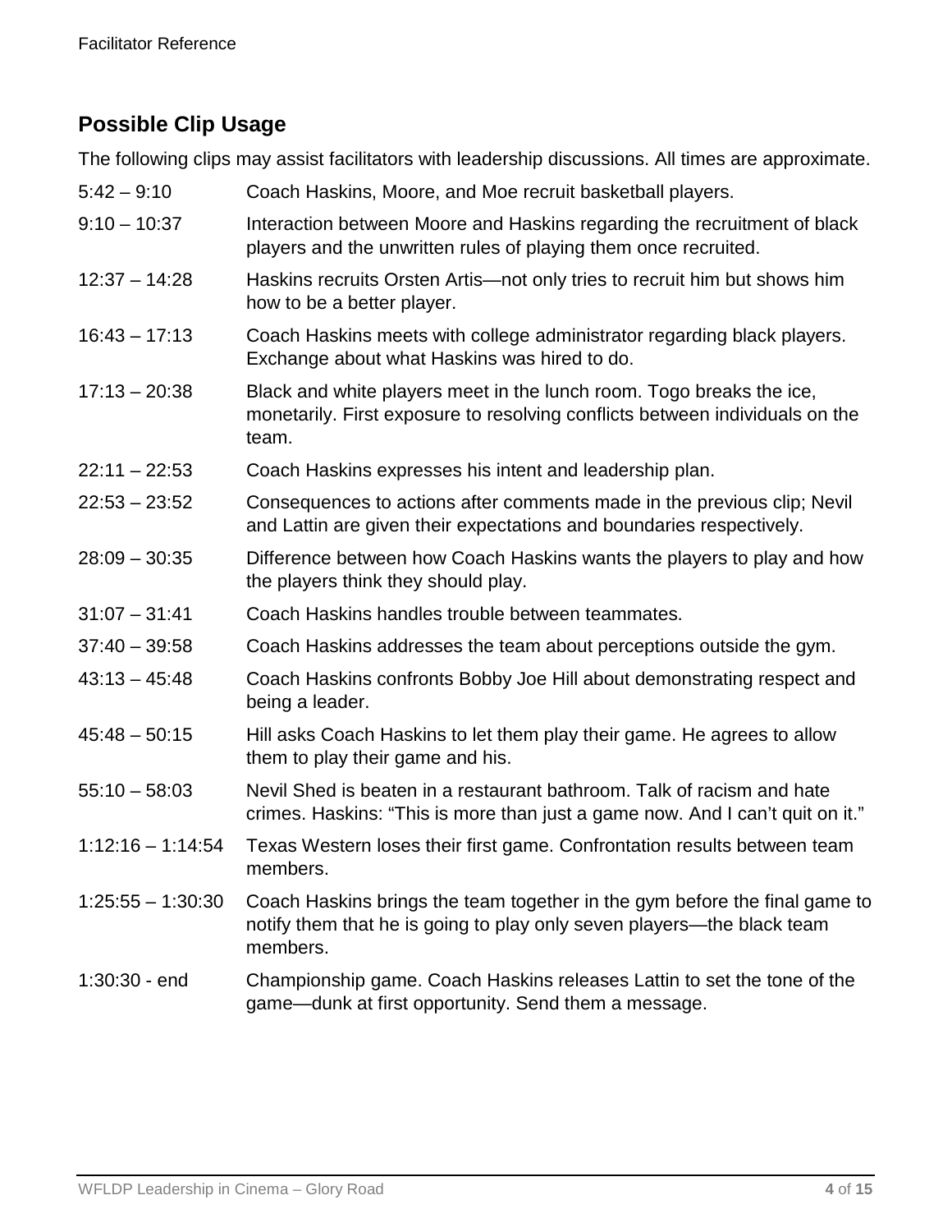## Possible Clip Usage

The following clips may assist facilitators with leadership discussions. All times are approximate.

| | |
|---|---|
| 5:42 – 9:10 | Coach Haskins, Moore, and Moe recruit basketball players. |
| 9:10 – 10:37 | Interaction between Moore and Haskins regarding the recruitment of black players and the unwritten rules of playing them once recruited. |
| 12:37 – 14:28 | Haskins recruits Orsten Artis—not only tries to recruit him but shows him how to be a better player. |
| 16:43 – 17:13 | Coach Haskins meets with college administrator regarding black players. Exchange about what Haskins was hired to do. |
| 17:13 – 20:38 | Black and white players meet in the lunch room. Togo breaks the ice, monetarily. First exposure to resolving conflicts between individuals on the team. |
| 22:11 – 22:53 | Coach Haskins expresses his intent and leadership plan. |
| 22:53 – 23:52 | Consequences to actions after comments made in the previous clip; Nevil and Lattin are given their expectations and boundaries respectively. |
| 28:09 – 30:35 | Difference between how Coach Haskins wants the players to play and how the players think they should play. |
| 31:07 – 31:41 | Coach Haskins handles trouble between teammates. |
| 37:40 – 39:58 | Coach Haskins addresses the team about perceptions outside the gym. |
| 43:13 – 45:48 | Coach Haskins confronts Bobby Joe Hill about demonstrating respect and being a leader. |
| 45:48 – 50:15 | Hill asks Coach Haskins to let them play their game. He agrees to allow them to play their game and his. |
| 55:10 – 58:03 | Nevil Shed is beaten in a restaurant bathroom. Talk of racism and hate crimes. Haskins: "This is more than just a game now. And I can't quit on it." |
| 1:12:16 – 1:14:54 | Texas Western loses their first game. Confrontation results between team members. |
| 1:25:55 – 1:30:30 | Coach Haskins brings the team together in the gym before the final game to notify them that he is going to play only seven players—the black team members. |
| 1:30:30 - end | Championship game. Coach Haskins releases Lattin to set the tone of the game—dunk at first opportunity. Send them a message. |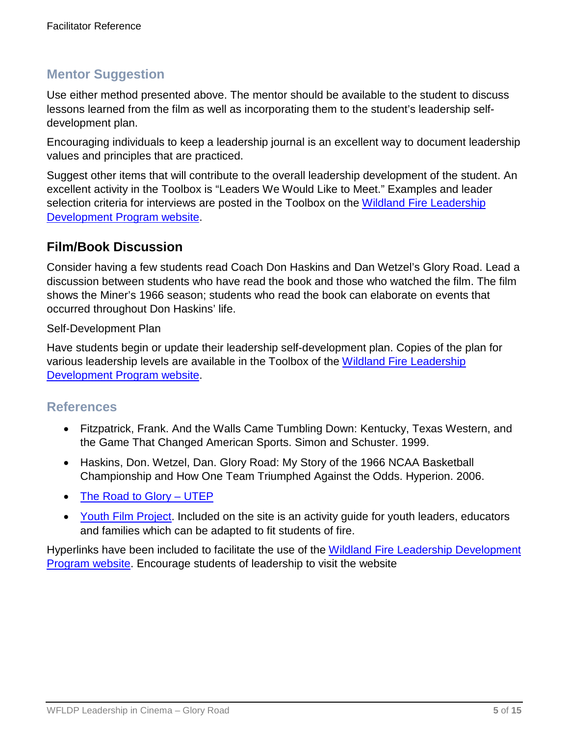## Mentor Suggestion

Use either method presented above. The mentor should be available to the student to discuss lessons learned from the film as well as incorporating them to the student's leadership self-development plan.

Encouraging individuals to keep a leadership journal is an excellent way to document leadership values and principles that are practiced.

Suggest other items that will contribute to the overall leadership development of the student. An excellent activity in the Toolbox is "Leaders We Would Like to Meet." Examples and leader selection criteria for interviews are posted in the Toolbox on the [Wildland Fire Leadership Development Program website](#).

## Film/Book Discussion

Consider having a few students read Coach Don Haskins and Dan Wetzel's Glory Road. Lead a discussion between students who have read the book and those who watched the film. The film shows the Miner's 1966 season; students who read the book can elaborate on events that occurred throughout Don Haskins' life.

Self-Development Plan

Have students begin or update their leadership self-development plan. Copies of the plan for various leadership levels are available in the Toolbox of the [Wildland Fire Leadership Development Program website](#).

## References

- Fitzpatrick, Frank. And the Walls Came Tumbling Down: Kentucky, Texas Western, and the Game That Changed American Sports. Simon and Schuster. 1999.
- Haskins, Don. Wetzel, Dan. Glory Road: My Story of the 1966 NCAA Basketball Championship and How One Team Triumphed Against the Odds. Hyperion. 2006.
- [The Road to Glory – UTEP](#)
- [Youth Film Project](#). Included on the site is an activity guide for youth leaders, educators and families which can be adapted to fit students of fire.

Hyperlinks have been included to facilitate the use of the [Wildland Fire Leadership Development Program website](#). Encourage students of leadership to visit the website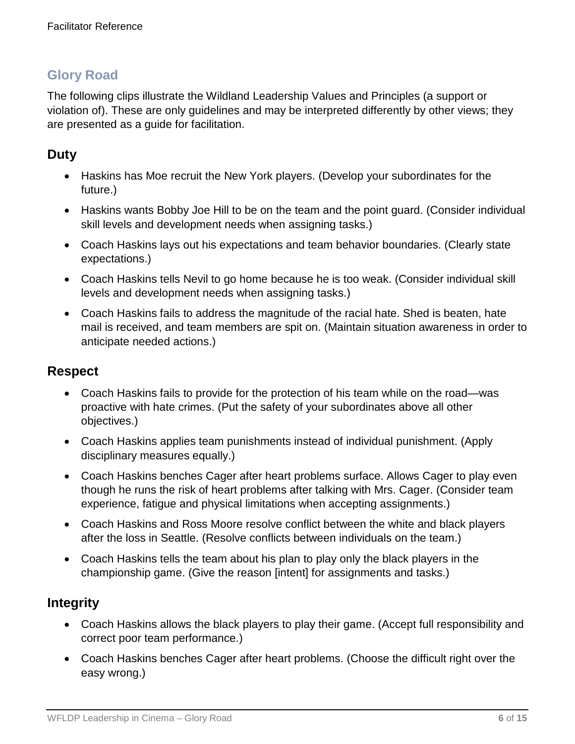## Glory Road

The following clips illustrate the Wildland Leadership Values and Principles (a support or violation of). These are only guidelines and may be interpreted differently by other views; they are presented as a guide for facilitation.

### Duty

- Haskins has Moe recruit the New York players. (Develop your subordinates for the future.)
- Haskins wants Bobby Joe Hill to be on the team and the point guard. (Consider individual skill levels and development needs when assigning tasks.)
- Coach Haskins lays out his expectations and team behavior boundaries. (Clearly state expectations.)
- Coach Haskins tells Nevil to go home because he is too weak. (Consider individual skill levels and development needs when assigning tasks.)
- Coach Haskins fails to address the magnitude of the racial hate. Shed is beaten, hate mail is received, and team members are spit on. (Maintain situation awareness in order to anticipate needed actions.)

### Respect

- Coach Haskins fails to provide for the protection of his team while on the road—was proactive with hate crimes. (Put the safety of your subordinates above all other objectives.)
- Coach Haskins applies team punishments instead of individual punishment. (Apply disciplinary measures equally.)
- Coach Haskins benches Cager after heart problems surface. Allows Cager to play even though he runs the risk of heart problems after talking with Mrs. Cager. (Consider team experience, fatigue and physical limitations when accepting assignments.)
- Coach Haskins and Ross Moore resolve conflict between the white and black players after the loss in Seattle. (Resolve conflicts between individuals on the team.)
- Coach Haskins tells the team about his plan to play only the black players in the championship game. (Give the reason [intent] for assignments and tasks.)

### Integrity

- Coach Haskins allows the black players to play their game. (Accept full responsibility and correct poor team performance.)
- Coach Haskins benches Cager after heart problems. (Choose the difficult right over the easy wrong.)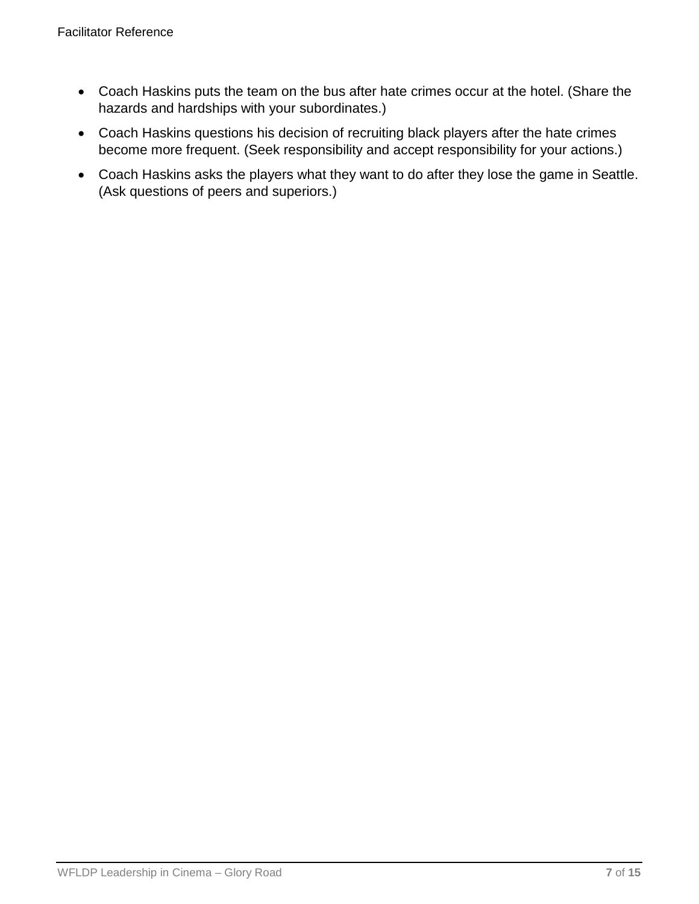- Coach Haskins puts the team on the bus after hate crimes occur at the hotel. (Share the hazards and hardships with your subordinates.)
- Coach Haskins questions his decision of recruiting black players after the hate crimes become more frequent. (Seek responsibility and accept responsibility for your actions.)
- Coach Haskins asks the players what they want to do after they lose the game in Seattle. (Ask questions of peers and superiors.)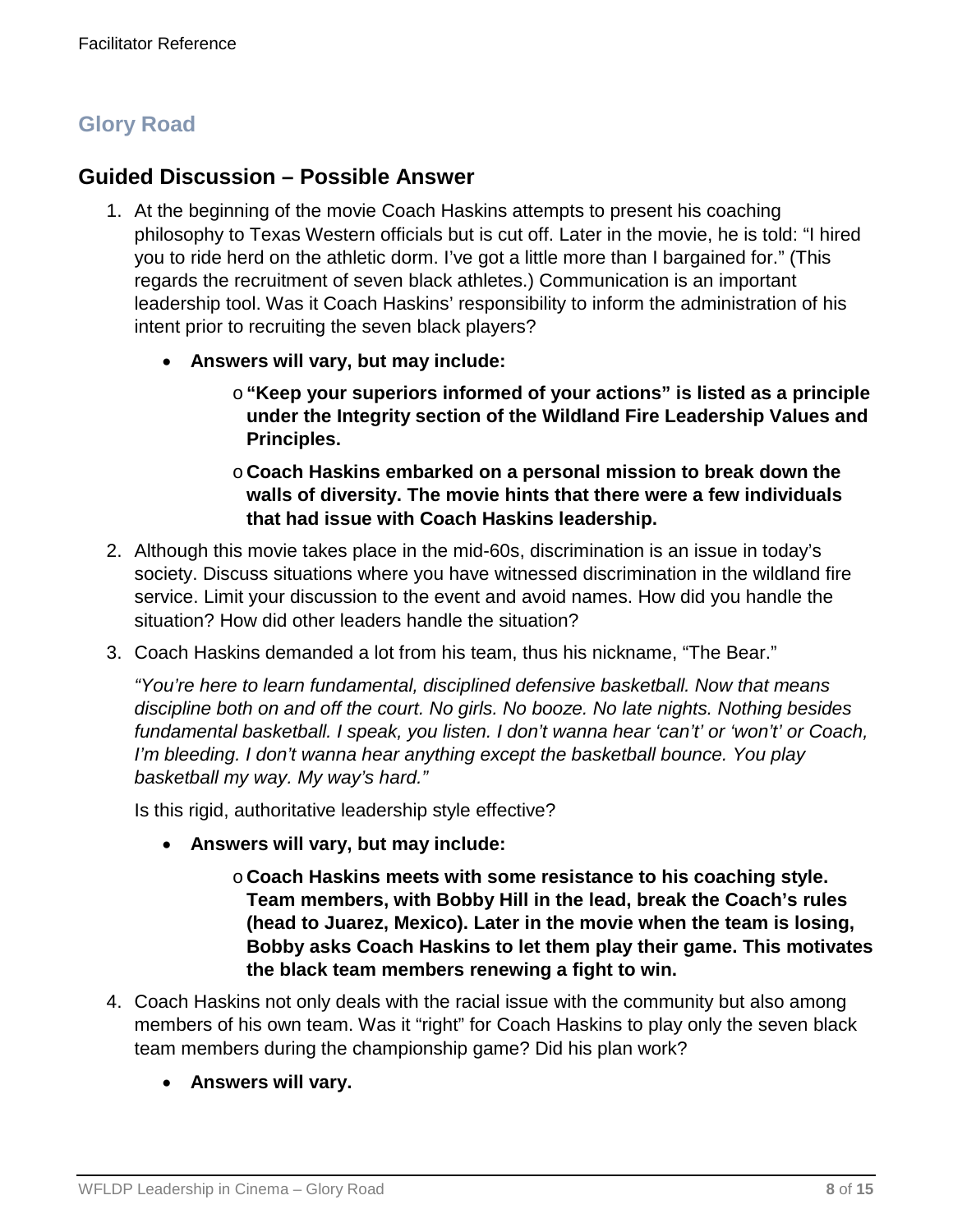## Glory Road

### Guided Discussion – Possible Answer

1. At the beginning of the movie Coach Haskins attempts to present his coaching philosophy to Texas Western officials but is cut off. Later in the movie, he is told: "I hired you to ride herd on the athletic dorm. I've got a little more than I bargained for." (This regards the recruitment of seven black athletes.) Communication is an important leadership tool. Was it Coach Haskins' responsibility to inform the administration of his intent prior to recruiting the seven black players?

    - **Answers will vary, but may include:**
        - **"Keep your superiors informed of your actions" is listed as a principle under the Integrity section of the Wildland Fire Leadership Values and Principles.**
        - **Coach Haskins embarked on a personal mission to break down the walls of diversity. The movie hints that there were a few individuals that had issue with Coach Haskins leadership.**

2. Although this movie takes place in the mid-60s, discrimination is an issue in today's society. Discuss situations where you have witnessed discrimination in the wildland fire service. Limit your discussion to the event and avoid names. How did you handle the situation? How did other leaders handle the situation?

3. Coach Haskins demanded a lot from his team, thus his nickname, "The Bear."

    *"You're here to learn fundamental, disciplined defensive basketball. Now that means discipline both on and off the court. No girls. No booze. No late nights. Nothing besides fundamental basketball. I speak, you listen. I don't wanna hear 'can't' or 'won't' or Coach, I'm bleeding. I don't wanna hear anything except the basketball bounce. You play basketball my way. My way's hard."*

    Is this rigid, authoritative leadership style effective?

    - **Answers will vary, but may include:**
        - **Coach Haskins meets with some resistance to his coaching style. Team members, with Bobby Hill in the lead, break the Coach's rules (head to Juarez, Mexico). Later in the movie when the team is losing, Bobby asks Coach Haskins to let them play their game. This motivates the black team members renewing a fight to win.**

4. Coach Haskins not only deals with the racial issue with the community but also among members of his own team. Was it "right" for Coach Haskins to play only the seven black team members during the championship game? Did his plan work?

    - **Answers will vary.**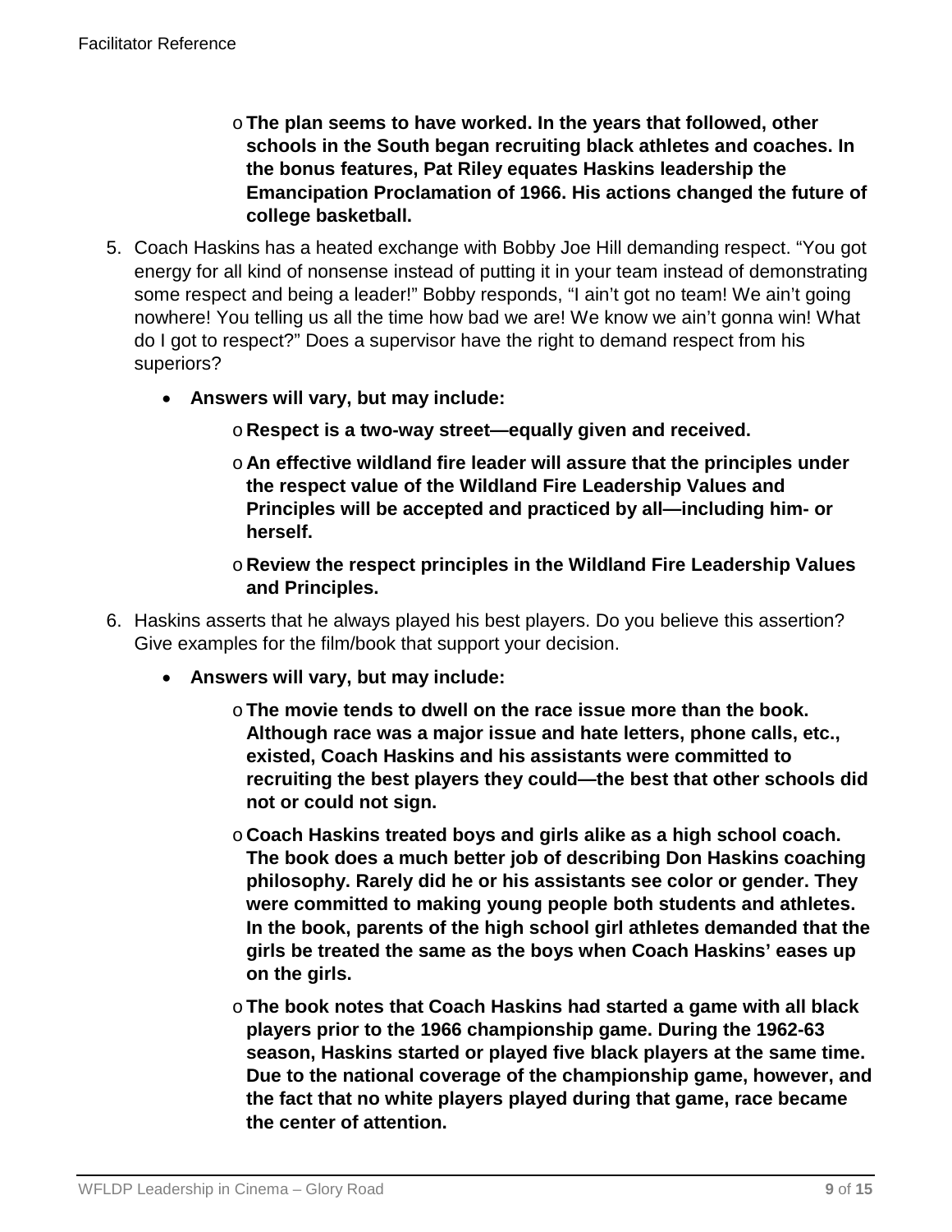- **The plan seems to have worked. In the years that followed, other schools in the South began recruiting black athletes and coaches. In the bonus features, Pat Riley equates Haskins leadership the Emancipation Proclamation of 1966. His actions changed the future of college basketball.**

5. Coach Haskins has a heated exchange with Bobby Joe Hill demanding respect. "You got energy for all kind of nonsense instead of putting it in your team instead of demonstrating some respect and being a leader!" Bobby responds, "I ain't got no team! We ain't going nowhere! You telling us all the time how bad we are! We know we ain't gonna win! What do I got to respect?" Does a supervisor have the right to demand respect from his superiors?

   - **Answers will vary, but may include:**
     - **Respect is a two-way street—equally given and received.**
     - **An effective wildland fire leader will assure that the principles under the respect value of the Wildland Fire Leadership Values and Principles will be accepted and practiced by all—including him- or herself.**
     - **Review the respect principles in the Wildland Fire Leadership Values and Principles.**

6. Haskins asserts that he always played his best players. Do you believe this assertion? Give examples for the film/book that support your decision.

   - **Answers will vary, but may include:**
     - **The movie tends to dwell on the race issue more than the book. Although race was a major issue and hate letters, phone calls, etc., existed, Coach Haskins and his assistants were committed to recruiting the best players they could—the best that other schools did not or could not sign.**
     - **Coach Haskins treated boys and girls alike as a high school coach. The book does a much better job of describing Don Haskins coaching philosophy. Rarely did he or his assistants see color or gender. They were committed to making young people both students and athletes. In the book, parents of the high school girl athletes demanded that the girls be treated the same as the boys when Coach Haskins' eases up on the girls.**
     - **The book notes that Coach Haskins had started a game with all black players prior to the 1966 championship game. During the 1962-63 season, Haskins started or played five black players at the same time. Due to the national coverage of the championship game, however, and the fact that no white players played during that game, race became the center of attention.**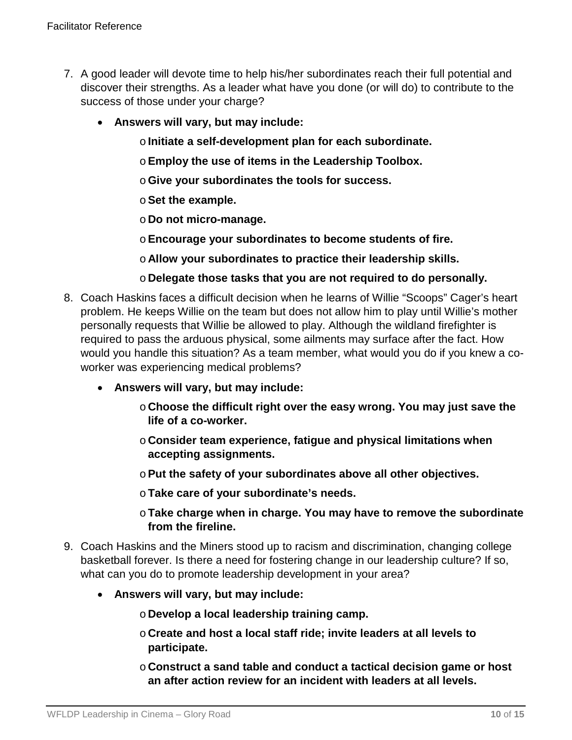7. A good leader will devote time to help his/her subordinates reach their full potential and discover their strengths. As a leader what have you done (or will do) to contribute to the success of those under your charge?

   - **Answers will vary, but may include:**
     - **Initiate a self-development plan for each subordinate.**
     - **Employ the use of items in the Leadership Toolbox.**
     - **Give your subordinates the tools for success.**
     - **Set the example.**
     - **Do not micro-manage.**
     - **Encourage your subordinates to become students of fire.**
     - **Allow your subordinates to practice their leadership skills.**
     - **Delegate those tasks that you are not required to do personally.**

8. Coach Haskins faces a difficult decision when he learns of Willie “Scoops” Cager’s heart problem. He keeps Willie on the team but does not allow him to play until Willie’s mother personally requests that Willie be allowed to play. Although the wildland firefighter is required to pass the arduous physical, some ailments may surface after the fact. How would you handle this situation? As a team member, what would you do if you knew a co-worker was experiencing medical problems?

   - **Answers will vary, but may include:**
     - **Choose the difficult right over the easy wrong. You may just save the life of a co-worker.**
     - **Consider team experience, fatigue and physical limitations when accepting assignments.**
     - **Put the safety of your subordinates above all other objectives.**
     - **Take care of your subordinate’s needs.**
     - **Take charge when in charge. You may have to remove the subordinate from the fireline.**

9. Coach Haskins and the Miners stood up to racism and discrimination, changing college basketball forever. Is there a need for fostering change in our leadership culture? If so, what can you do to promote leadership development in your area?

   - **Answers will vary, but may include:**
     - **Develop a local leadership training camp.**
     - **Create and host a local staff ride; invite leaders at all levels to participate.**
     - **Construct a sand table and conduct a tactical decision game or host an after action review for an incident with leaders at all levels.**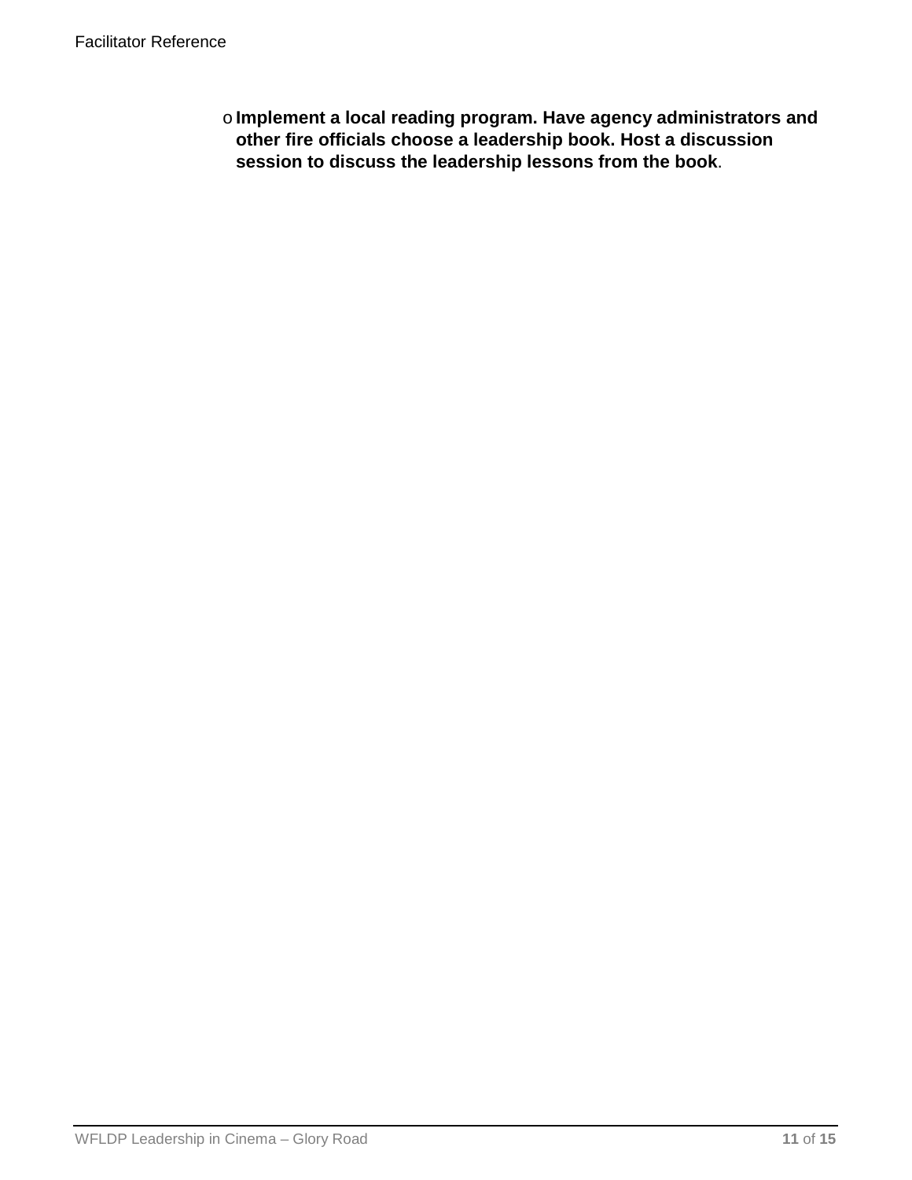- **Implement a local reading program. Have agency administrators and other fire officials choose a leadership book. Host a discussion session to discuss the leadership lessons from the book**.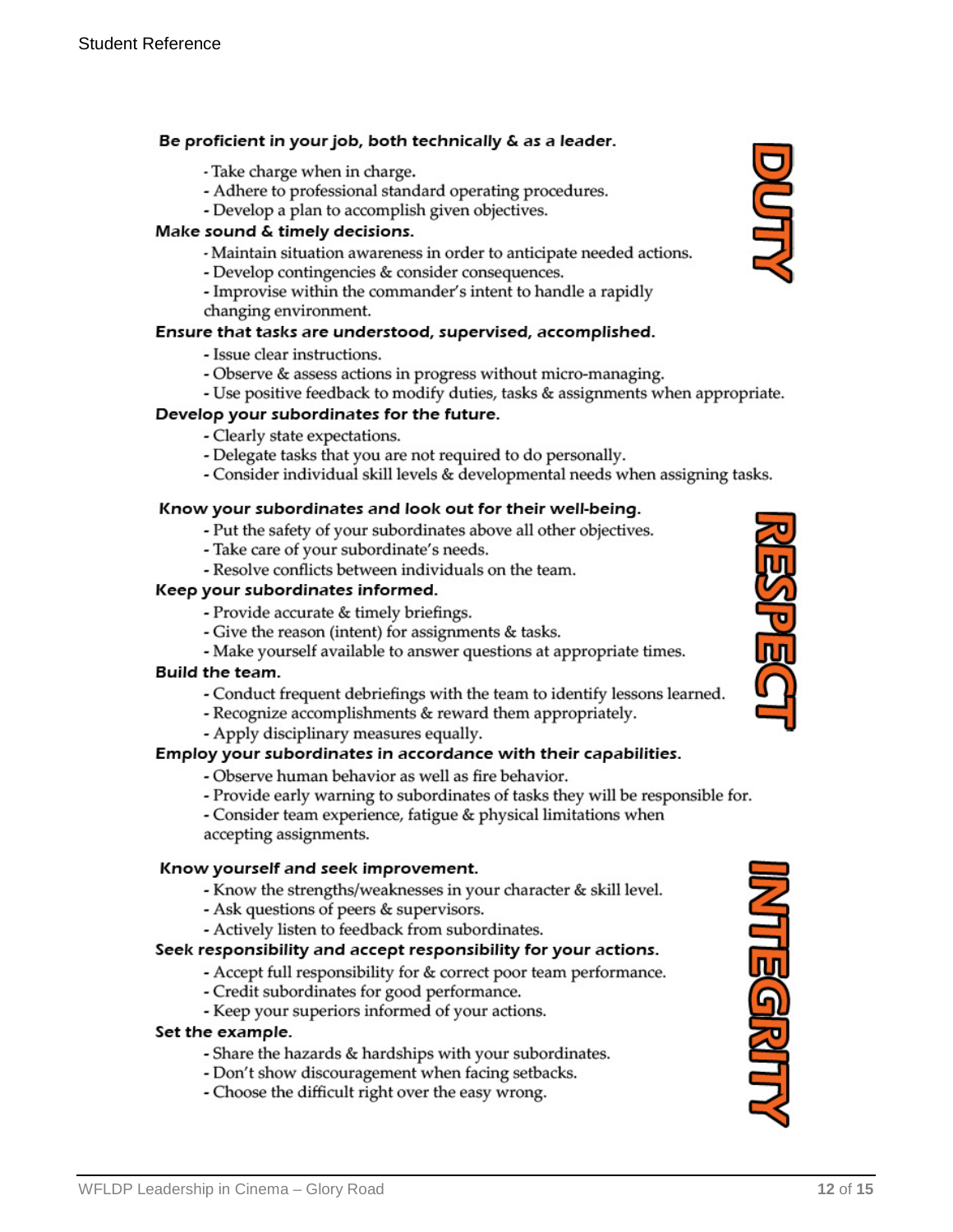## DUTY

**Be proficient in your job, both technically & as a leader.**

- Take charge when in charge.
- Adhere to professional standard operating procedures.
- Develop a plan to accomplish given objectives.

**Make sound & timely decisions.**

- Maintain situation awareness in order to anticipate needed actions.
- Develop contingencies & consider consequences.
- Improvise within the commander's intent to handle a rapidly changing environment.

**Ensure that tasks are understood, supervised, accomplished.**

- Issue clear instructions.
- Observe & assess actions in progress without micro-managing.
- Use positive feedback to modify duties, tasks & assignments when appropriate.

**Develop your subordinates for the future.**

- Clearly state expectations.
- Delegate tasks that you are not required to do personally.
- Consider individual skill levels & developmental needs when assigning tasks.

## RESPECT

**Know your subordinates and look out for their well-being.**

- Put the safety of your subordinates above all other objectives.
- Take care of your subordinate's needs.
- Resolve conflicts between individuals on the team.

**Keep your subordinates informed.**

- Provide accurate & timely briefings.
- Give the reason (intent) for assignments & tasks.
- Make yourself available to answer questions at appropriate times.

**Build the team.**

- Conduct frequent debriefings with the team to identify lessons learned.
- Recognize accomplishments & reward them appropriately.
- Apply disciplinary measures equally.

**Employ your subordinates in accordance with their capabilities.**

- Observe human behavior as well as fire behavior.
- Provide early warning to subordinates of tasks they will be responsible for.
- Consider team experience, fatigue & physical limitations when accepting assignments.

## INTEGRITY

**Know yourself and seek improvement.**

- Know the strengths/weaknesses in your character & skill level.
- Ask questions of peers & supervisors.
- Actively listen to feedback from subordinates.

**Seek responsibility and accept responsibility for your actions.**

- Accept full responsibility for & correct poor team performance.
- Credit subordinates for good performance.
- Keep your superiors informed of your actions.

**Set the example.**

- Share the hazards & hardships with your subordinates.
- Don't show discouragement when facing setbacks.
- Choose the difficult right over the easy wrong.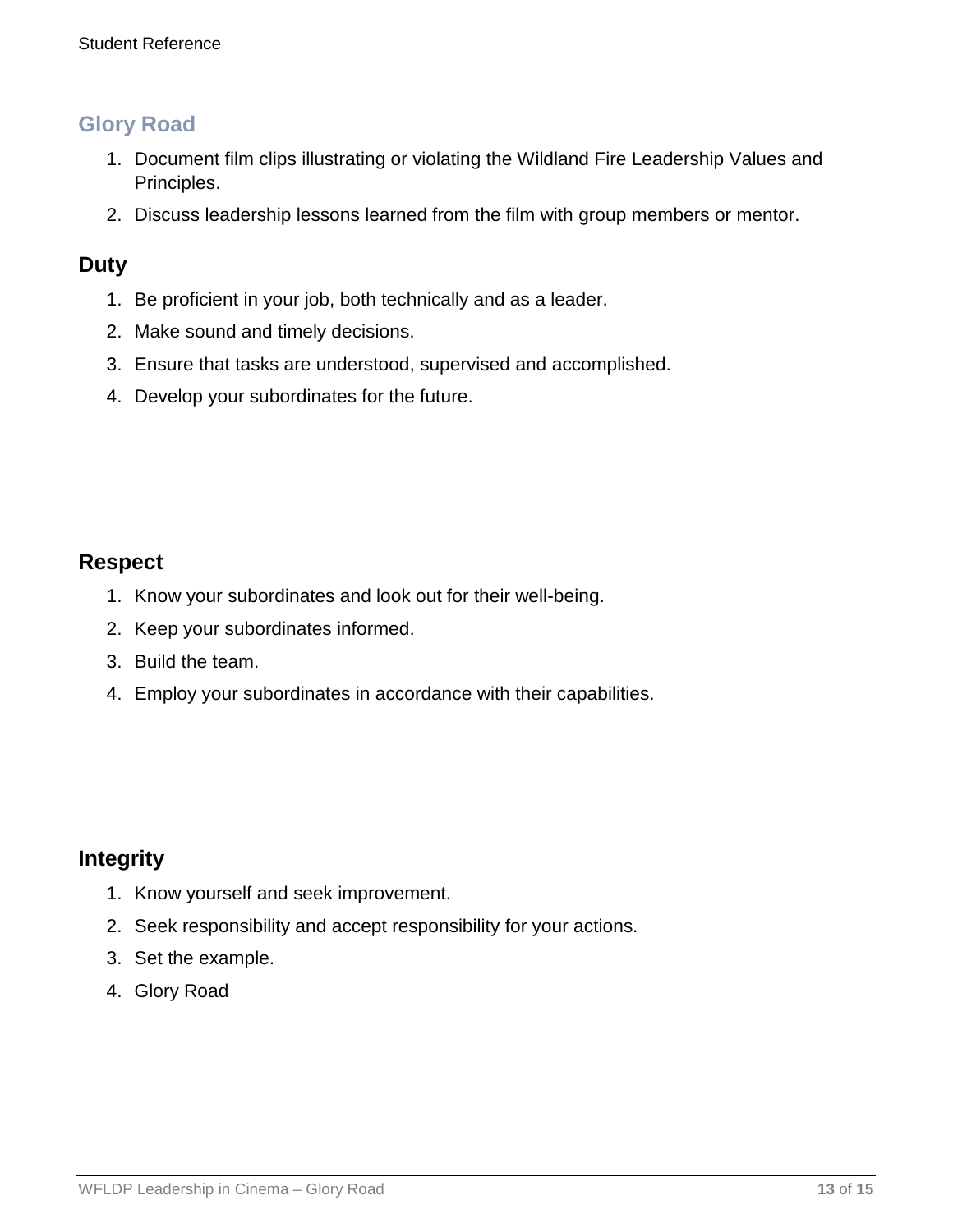## Glory Road

1. Document film clips illustrating or violating the Wildland Fire Leadership Values and Principles.
2. Discuss leadership lessons learned from the film with group members or mentor.

### Duty

1. Be proficient in your job, both technically and as a leader.
2. Make sound and timely decisions.
3. Ensure that tasks are understood, supervised and accomplished.
4. Develop your subordinates for the future.

### Respect

1. Know your subordinates and look out for their well-being.
2. Keep your subordinates informed.
3. Build the team.
4. Employ your subordinates in accordance with their capabilities.

### Integrity

1. Know yourself and seek improvement.
2. Seek responsibility and accept responsibility for your actions.
3. Set the example.
4. Glory Road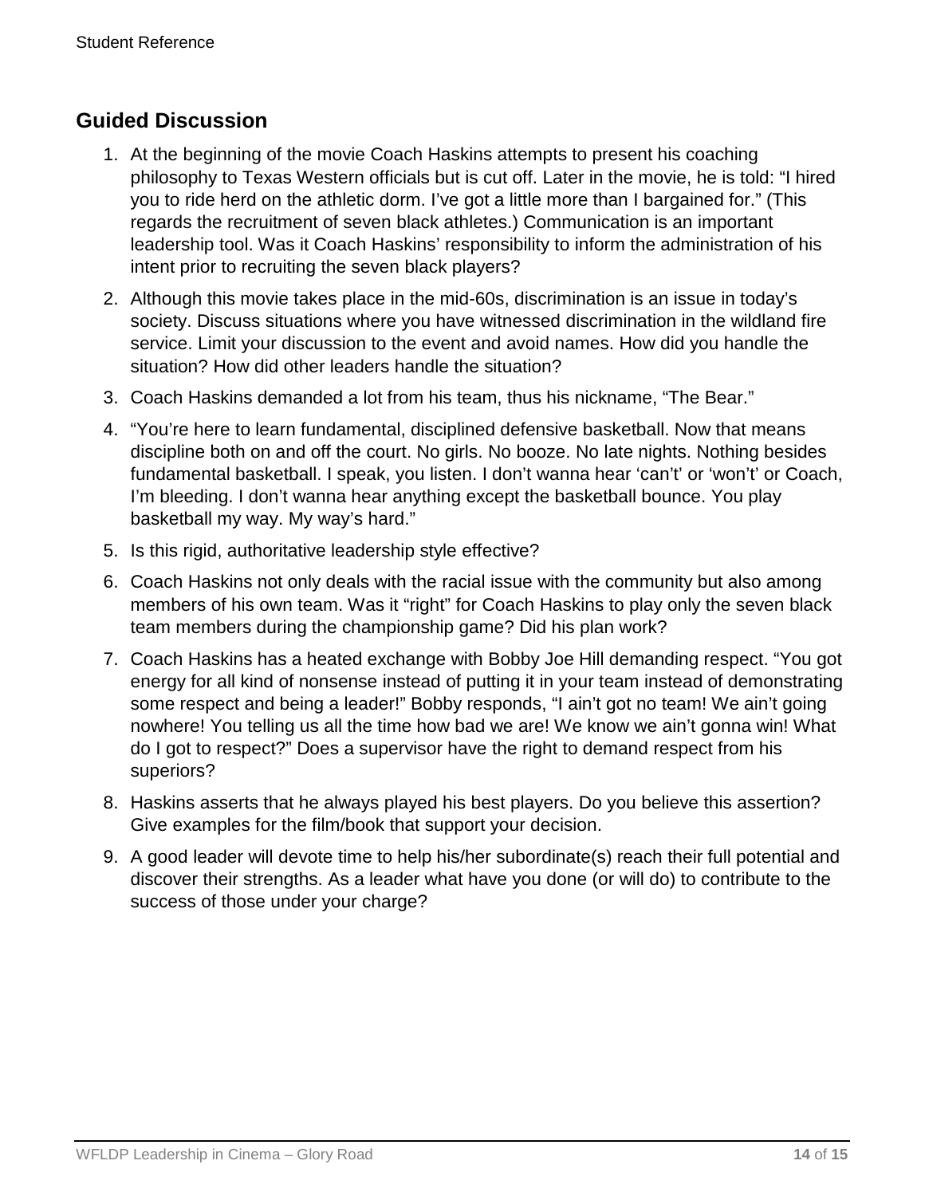## Guided Discussion

1. At the beginning of the movie Coach Haskins attempts to present his coaching philosophy to Texas Western officials but is cut off. Later in the movie, he is told: "I hired you to ride herd on the athletic dorm. I've got a little more than I bargained for." (This regards the recruitment of seven black athletes.) Communication is an important leadership tool. Was it Coach Haskins' responsibility to inform the administration of his intent prior to recruiting the seven black players?
2. Although this movie takes place in the mid-60s, discrimination is an issue in today's society. Discuss situations where you have witnessed discrimination in the wildland fire service. Limit your discussion to the event and avoid names. How did you handle the situation? How did other leaders handle the situation?
3. Coach Haskins demanded a lot from his team, thus his nickname, "The Bear."
4. "You're here to learn fundamental, disciplined defensive basketball. Now that means discipline both on and off the court. No girls. No booze. No late nights. Nothing besides fundamental basketball. I speak, you listen. I don't wanna hear 'can't' or 'won't' or Coach, I'm bleeding. I don't wanna hear anything except the basketball bounce. You play basketball my way. My way's hard."
5. Is this rigid, authoritative leadership style effective?
6. Coach Haskins not only deals with the racial issue with the community but also among members of his own team. Was it "right" for Coach Haskins to play only the seven black team members during the championship game? Did his plan work?
7. Coach Haskins has a heated exchange with Bobby Joe Hill demanding respect. "You got energy for all kind of nonsense instead of putting it in your team instead of demonstrating some respect and being a leader!" Bobby responds, "I ain't got no team! We ain't going nowhere! You telling us all the time how bad we are! We know we ain't gonna win! What do I got to respect?" Does a supervisor have the right to demand respect from his superiors?
8. Haskins asserts that he always played his best players. Do you believe this assertion? Give examples for the film/book that support your decision.
9. A good leader will devote time to help his/her subordinate(s) reach their full potential and discover their strengths. As a leader what have you done (or will do) to contribute to the success of those under your charge?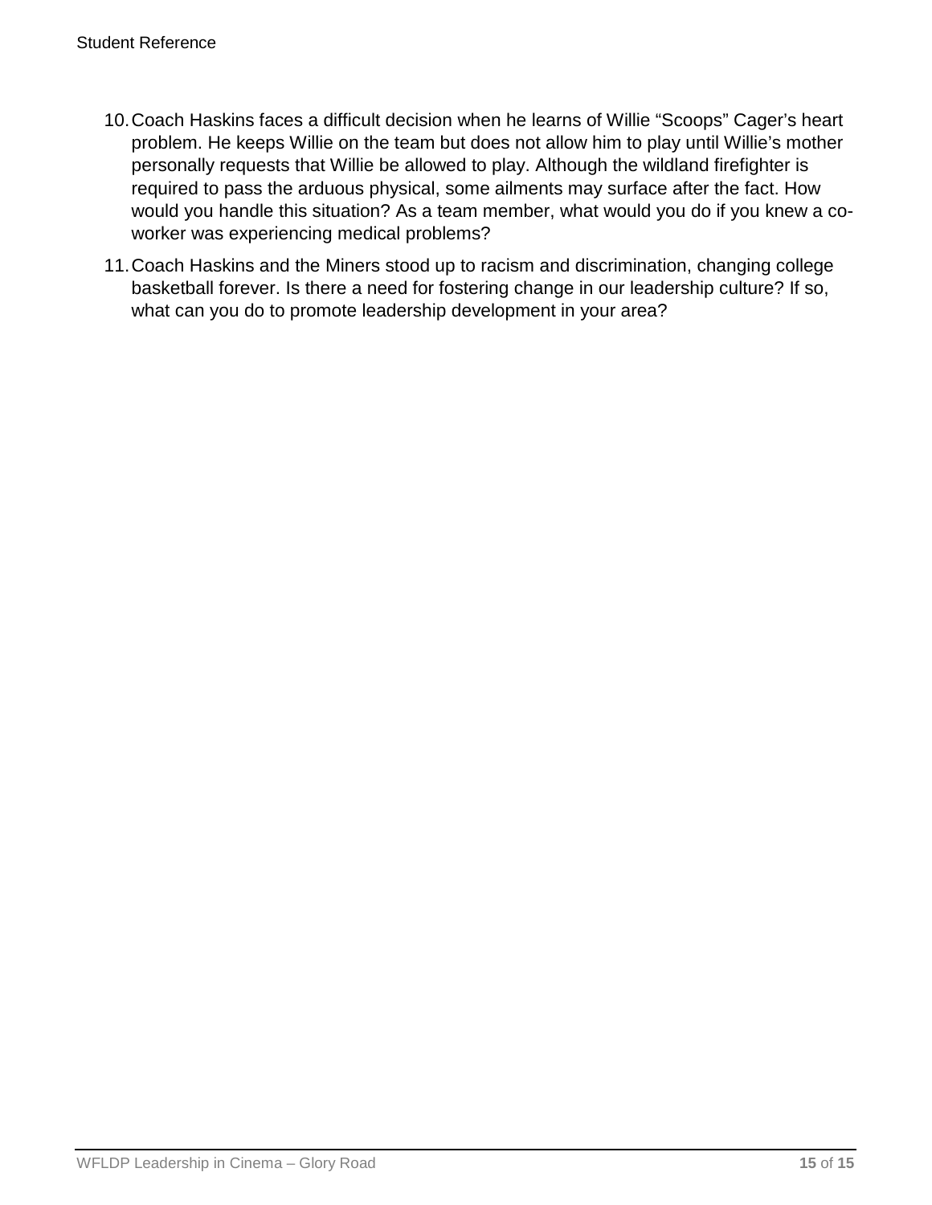10. Coach Haskins faces a difficult decision when he learns of Willie “Scoops” Cager’s heart problem. He keeps Willie on the team but does not allow him to play until Willie’s mother personally requests that Willie be allowed to play. Although the wildland firefighter is required to pass the arduous physical, some ailments may surface after the fact. How would you handle this situation? As a team member, what would you do if you knew a co-worker was experiencing medical problems?

11. Coach Haskins and the Miners stood up to racism and discrimination, changing college basketball forever. Is there a need for fostering change in our leadership culture? If so, what can you do to promote leadership development in your area?